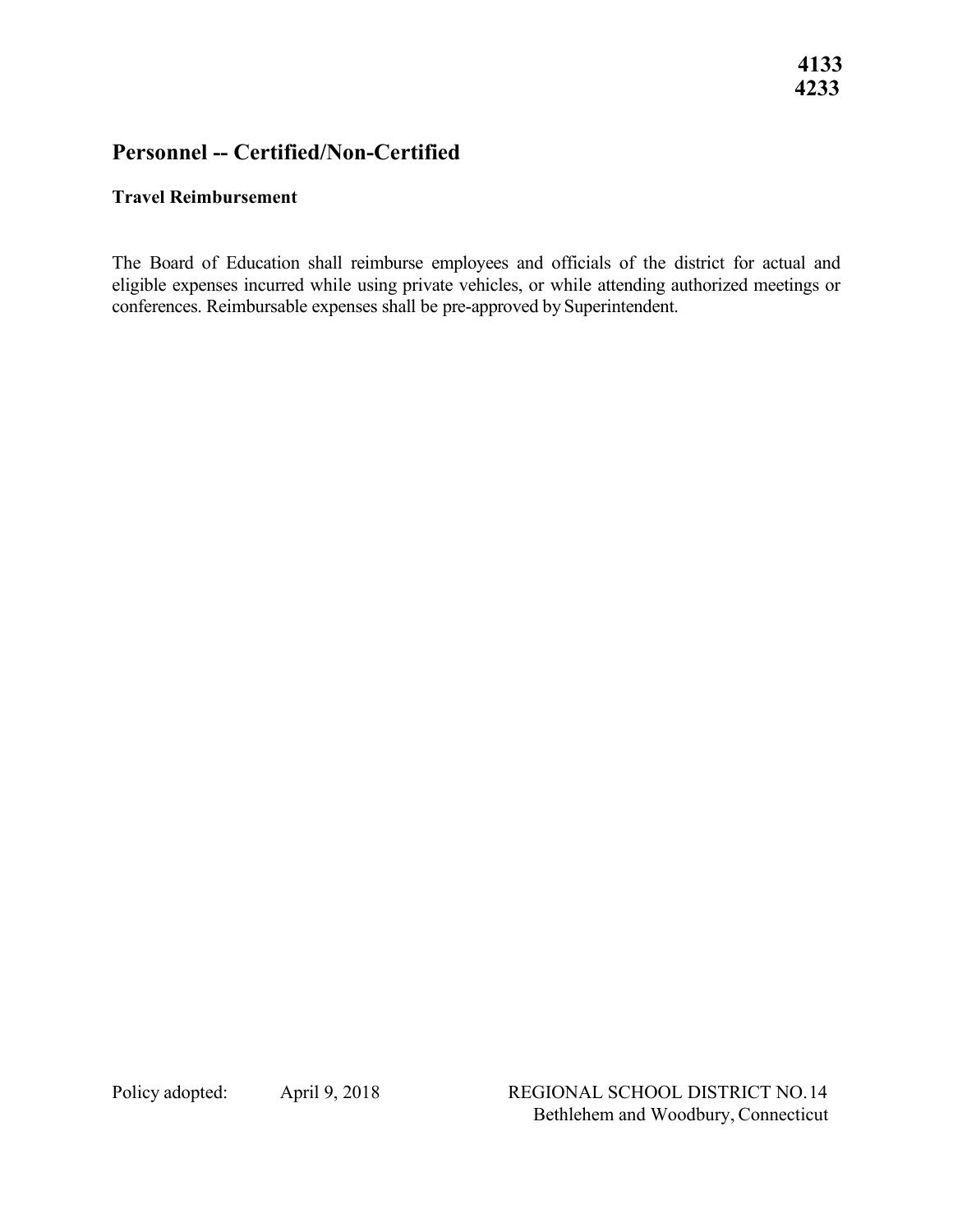**4133**
**4233**

# Personnel -- Certified/Non-Certified

## Travel Reimbursement

The Board of Education shall reimburse employees and officials of the district for actual and eligible expenses incurred while using private vehicles, or while attending authorized meetings or conferences. Reimbursable expenses shall be pre-approved by Superintendent.

Policy adopted: April 9, 2018

REGIONAL SCHOOL DISTRICT NO. 14
Bethlehem and Woodbury, Connecticut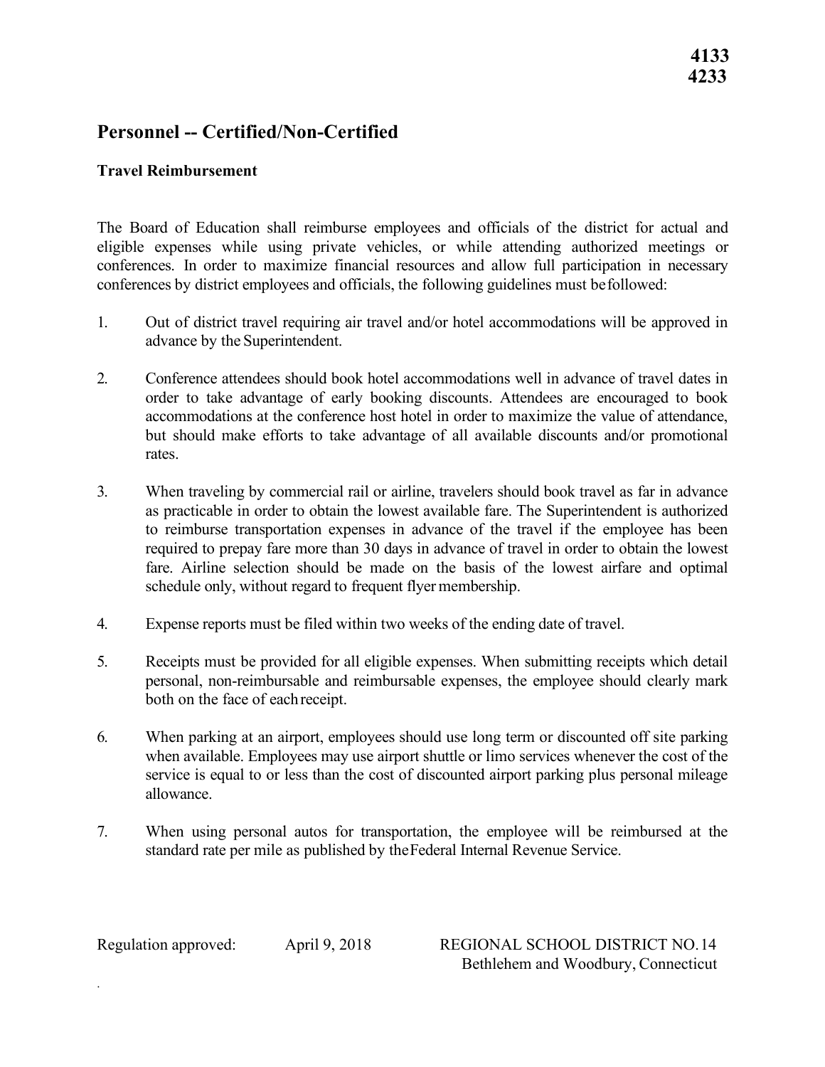**4133**
**4233**

# Personnel -- Certified/Non-Certified

## Travel Reimbursement

The Board of Education shall reimburse employees and officials of the district for actual and eligible expenses while using private vehicles, or while attending authorized meetings or conferences. In order to maximize financial resources and allow full participation in necessary conferences by district employees and officials, the following guidelines must be followed:

1. Out of district travel requiring air travel and/or hotel accommodations will be approved in advance by the Superintendent.

2. Conference attendees should book hotel accommodations well in advance of travel dates in order to take advantage of early booking discounts. Attendees are encouraged to book accommodations at the conference host hotel in order to maximize the value of attendance, but should make efforts to take advantage of all available discounts and/or promotional rates.

3. When traveling by commercial rail or airline, travelers should book travel as far in advance as practicable in order to obtain the lowest available fare. The Superintendent is authorized to reimburse transportation expenses in advance of the travel if the employee has been required to prepay fare more than 30 days in advance of travel in order to obtain the lowest fare. Airline selection should be made on the basis of the lowest airfare and optimal schedule only, without regard to frequent flyer membership.

4. Expense reports must be filed within two weeks of the ending date of travel.

5. Receipts must be provided for all eligible expenses. When submitting receipts which detail personal, non-reimbursable and reimbursable expenses, the employee should clearly mark both on the face of each receipt.

6. When parking at an airport, employees should use long term or discounted off site parking when available. Employees may use airport shuttle or limo services whenever the cost of the service is equal to or less than the cost of discounted airport parking plus personal mileage allowance.

7. When using personal autos for transportation, the employee will be reimbursed at the standard rate per mile as published by the Federal Internal Revenue Service.

Regulation approved: April 9, 2018

REGIONAL SCHOOL DISTRICT NO. 14
Bethlehem and Woodbury, Connecticut